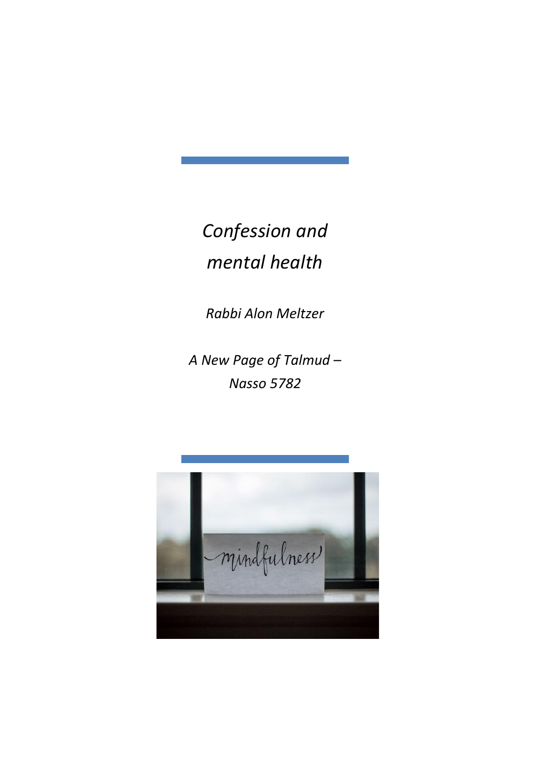*Confession and mental health*

*Rabbi Alon Meltzer*

*A New Page of Talmud – Nasso 5782*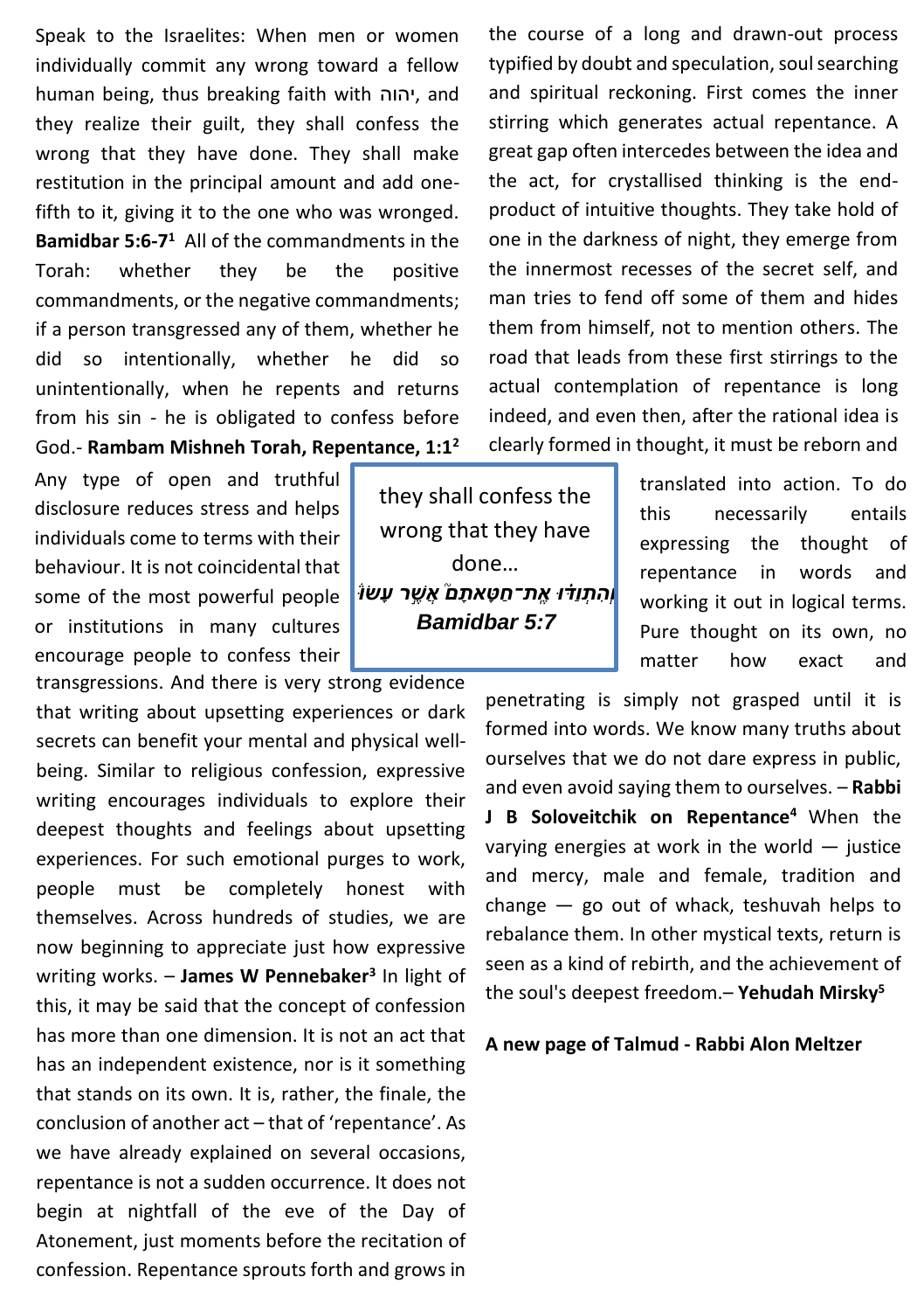Speak to the Israelites: When men or women individually commit any wrong toward a fellow human being, thus breaking faith with יהוה, and they realize their guilt, they shall confess the wrong that they have done. They shall make restitution in the principal amount and add one-fifth to it, giving it to the one who was wronged. **Bamidbar 5:6-7**[1] All of the commandments in the Torah: whether they be the positive commandments, or the negative commandments; if a person transgressed any of them, whether he did so intentionally, whether he did so unintentionally, when he repents and returns from his sin - he is obligated to confess before God.- **Rambam Mishneh Torah, Repentance, 1:1**[2]

> they shall confess the wrong that they have done…
>
> ***וְהִתְוַדּ֗וּ אֶֽת־חַטָּאתָם֮ אֲשֶׁ֣ר עָשׂוּ֒***
>
> ***Bamidbar 5:7***

Any type of open and truthful disclosure reduces stress and helps individuals come to terms with their behaviour. It is not coincidental that some of the most powerful people or institutions in many cultures encourage people to confess their transgressions. And there is very strong evidence that writing about upsetting experiences or dark secrets can benefit your mental and physical well-being. Similar to religious confession, expressive writing encourages individuals to explore their deepest thoughts and feelings about upsetting experiences. For such emotional purges to work, people must be completely honest with themselves. Across hundreds of studies, we are now beginning to appreciate just how expressive writing works. – **James W Pennebaker**[3] In light of this, it may be said that the concept of confession has more than one dimension. It is not an act that has an independent existence, nor is it something that stands on its own. It is, rather, the finale, the conclusion of another act – that of 'repentance'. As we have already explained on several occasions, repentance is not a sudden occurrence. It does not begin at nightfall of the eve of the Day of Atonement, just moments before the recitation of confession. Repentance sprouts forth and grows in the course of a long and drawn-out process typified by doubt and speculation, soul searching and spiritual reckoning. First comes the inner stirring which generates actual repentance. A great gap often intercedes between the idea and the act, for crystallised thinking is the end-product of intuitive thoughts. They take hold of one in the darkness of night, they emerge from the innermost recesses of the secret self, and man tries to fend off some of them and hides them from himself, not to mention others. The road that leads from these first stirrings to the actual contemplation of repentance is long indeed, and even then, after the rational idea is clearly formed in thought, it must be reborn and translated into action. To do this necessarily entails expressing the thought of repentance in words and working it out in logical terms. Pure thought on its own, no matter how exact and penetrating is simply not grasped until it is formed into words. We know many truths about ourselves that we do not dare express in public, and even avoid saying them to ourselves. – **Rabbi J B Soloveitchik on Repentance**[4] When the varying energies at work in the world — justice and mercy, male and female, tradition and change — go out of whack, teshuvah helps to rebalance them. In other mystical texts, return is seen as a kind of rebirth, and the achievement of the soul's deepest freedom.– **Yehudah Mirsky**[5]

**A new page of Talmud - Rabbi Alon Meltzer**